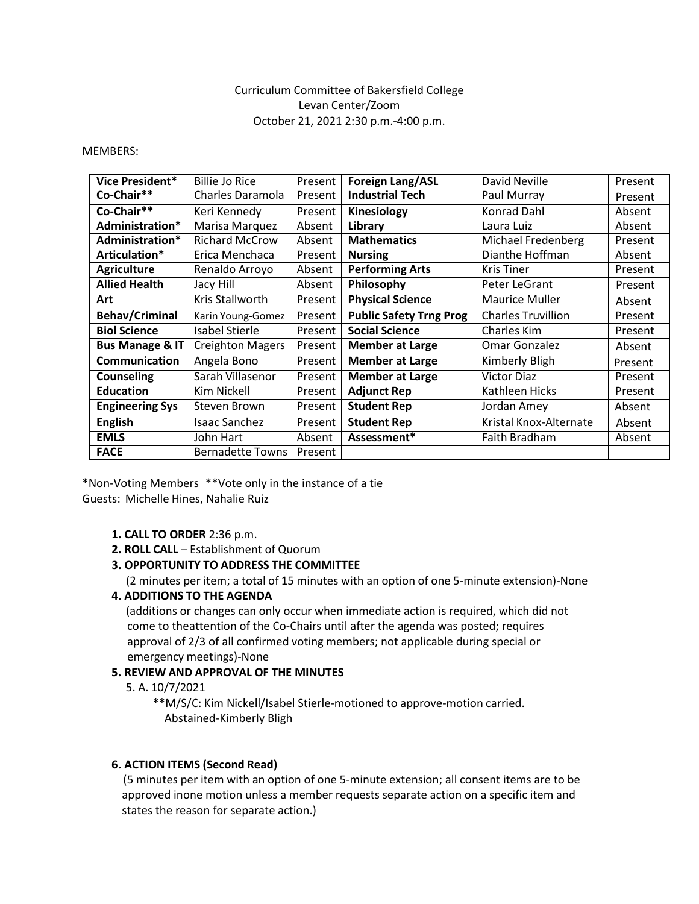Curriculum Committee of Bakersfield College
Levan Center/Zoom
October 21, 2021 2:30 p.m.-4:00 p.m.

MEMBERS:

| **Vice President*** | Billie Jo Rice | Present | **Foreign Lang/ASL** | David Neville | Present |
|---|---|---|---|---|---|
| **Co-Chair**** | Charles Daramola | Present | **Industrial Tech** | Paul Murray | Present |
| **Co-Chair**** | Keri Kennedy | Present | **Kinesiology** | Konrad Dahl | Absent |
| **Administration*** | Marisa Marquez | Absent | **Library** | Laura Luiz | Absent |
| **Administration*** | Richard McCrow | Absent | **Mathematics** | Michael Fredenberg | Present |
| **Articulation*** | Erica Menchaca | Present | **Nursing** | Dianthe Hoffman | Absent |
| **Agriculture** | Renaldo Arroyo | Absent | **Performing Arts** | Kris Tiner | Present |
| **Allied Health** | Jacy Hill | Absent | **Philosophy** | Peter LeGrant | Present |
| **Art** | Kris Stallworth | Present | **Physical Science** | Maurice Muller | Absent |
| **Behav/Criminal** | Karin Young-Gomez | Present | **Public Safety Trng Prog** | Charles Truvillion | Present |
| **Biol Science** | Isabel Stierle | Present | **Social Science** | Charles Kim | Present |
| **Bus Manage & IT** | Creighton Magers | Present | **Member at Large** | Omar Gonzalez | Absent |
| **Communication** | Angela Bono | Present | **Member at Large** | Kimberly Bligh | Present |
| **Counseling** | Sarah Villasenor | Present | **Member at Large** | Victor Diaz | Present |
| **Education** | Kim Nickell | Present | **Adjunct Rep** | Kathleen Hicks | Present |
| **Engineering Sys** | Steven Brown | Present | **Student Rep** | Jordan Amey | Absent |
| **English** | Isaac Sanchez | Present | **Student Rep** | Kristal Knox-Alternate | Absent |
| **EMLS** | John Hart | Absent | **Assessment*** | Faith Bradham | Absent |
| **FACE** | Bernadette Towns | Present | | | |

*Non-Voting Members **Vote only in the instance of a tie
Guests: Michelle Hines, Nahalie Ruiz

1. **CALL TO ORDER** 2:36 p.m.
2. **ROLL CALL** – Establishment of Quorum
3. **OPPORTUNITY TO ADDRESS THE COMMITTEE**
   (2 minutes per item; a total of 15 minutes with an option of one 5-minute extension)-None
4. **ADDITIONS TO THE AGENDA**
   (additions or changes can only occur when immediate action is required, which did not come to theattention of the Co-Chairs until after the agenda was posted; requires approval of 2/3 of all confirmed voting members; not applicable during special or emergency meetings)-None
5. **REVIEW AND APPROVAL OF THE MINUTES**
   5. A. 10/7/2021
   **M/S/C: Kim Nickell/Isabel Stierle-motioned to approve-motion carried.
   Abstained-Kimberly Bligh

6. **ACTION ITEMS (Second Read)**
   (5 minutes per item with an option of one 5-minute extension; all consent items are to be approved inone motion unless a member requests separate action on a specific item and states the reason for separate action.)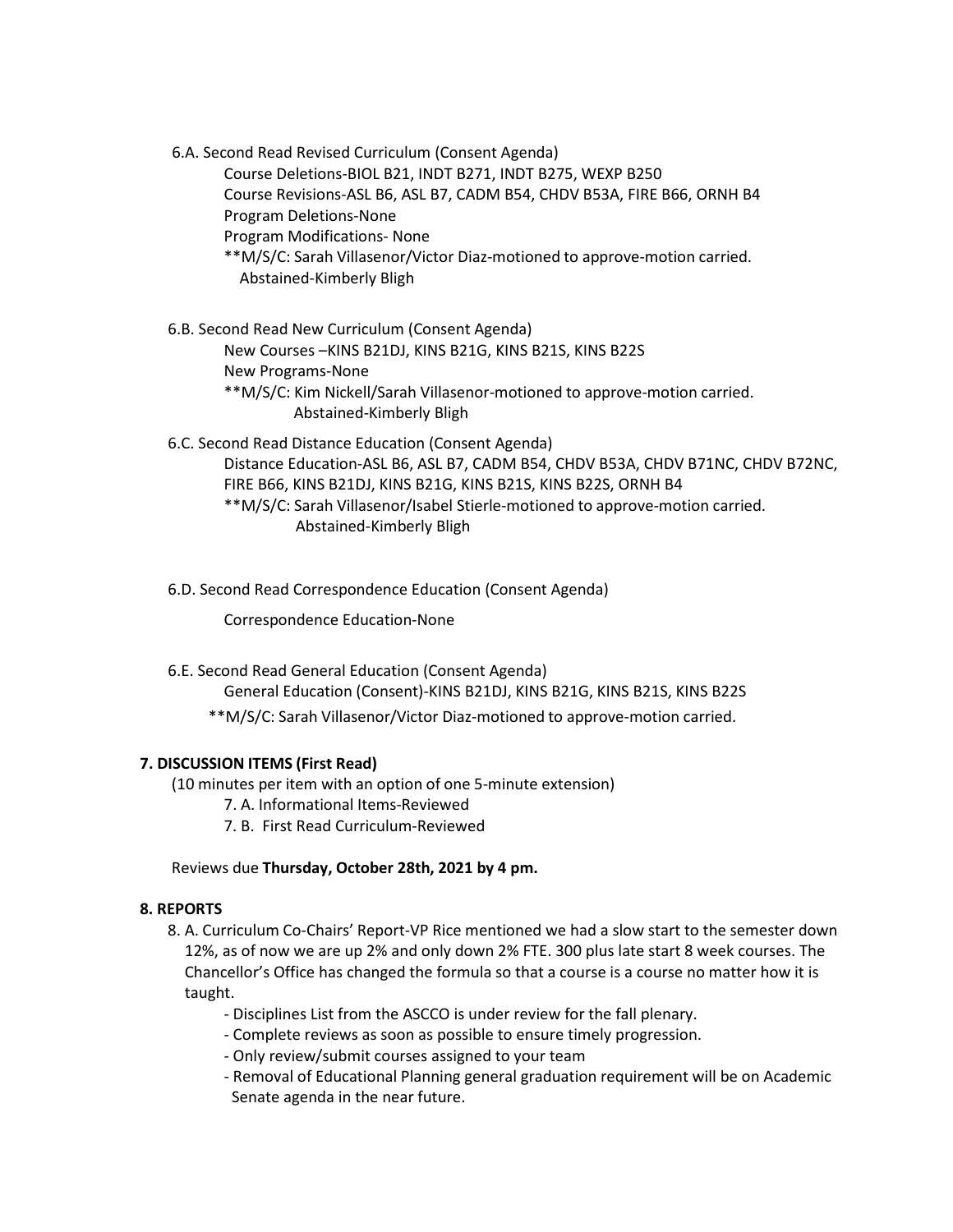6.A. Second Read Revised Curriculum (Consent Agenda)

Course Deletions-BIOL B21, INDT B271, INDT B275, WEXP B250
Course Revisions-ASL B6, ASL B7, CADM B54, CHDV B53A, FIRE B66, ORNH B4
Program Deletions-None
Program Modifications- None
**M/S/C: Sarah Villasenor/Victor Diaz-motioned to approve-motion carried.
Abstained-Kimberly Bligh

6.B. Second Read New Curriculum (Consent Agenda)

New Courses –KINS B21DJ, KINS B21G, KINS B21S, KINS B22S
New Programs-None
**M/S/C: Kim Nickell/Sarah Villasenor-motioned to approve-motion carried.
Abstained-Kimberly Bligh

6.C. Second Read Distance Education (Consent Agenda)

Distance Education-ASL B6, ASL B7, CADM B54, CHDV B53A, CHDV B71NC, CHDV B72NC, FIRE B66, KINS B21DJ, KINS B21G, KINS B21S, KINS B22S, ORNH B4
**M/S/C: Sarah Villasenor/Isabel Stierle-motioned to approve-motion carried.
Abstained-Kimberly Bligh

6.D. Second Read Correspondence Education (Consent Agenda)

Correspondence Education-None

6.E. Second Read General Education (Consent Agenda)

General Education (Consent)-KINS B21DJ, KINS B21G, KINS B21S, KINS B22S

**M/S/C: Sarah Villasenor/Victor Diaz-motioned to approve-motion carried.

## 7. DISCUSSION ITEMS (First Read)

(10 minutes per item with an option of one 5-minute extension)

7. A. Informational Items-Reviewed
7. B. First Read Curriculum-Reviewed

Reviews due **Thursday, October 28th, 2021 by 4 pm.**

## 8. REPORTS

8. A. Curriculum Co-Chairs' Report-VP Rice mentioned we had a slow start to the semester down 12%, as of now we are up 2% and only down 2% FTE. 300 plus late start 8 week courses. The Chancellor's Office has changed the formula so that a course is a course no matter how it is taught.
   - Disciplines List from the ASCCO is under review for the fall plenary.
   - Complete reviews as soon as possible to ensure timely progression.
   - Only review/submit courses assigned to your team
   - Removal of Educational Planning general graduation requirement will be on Academic Senate agenda in the near future.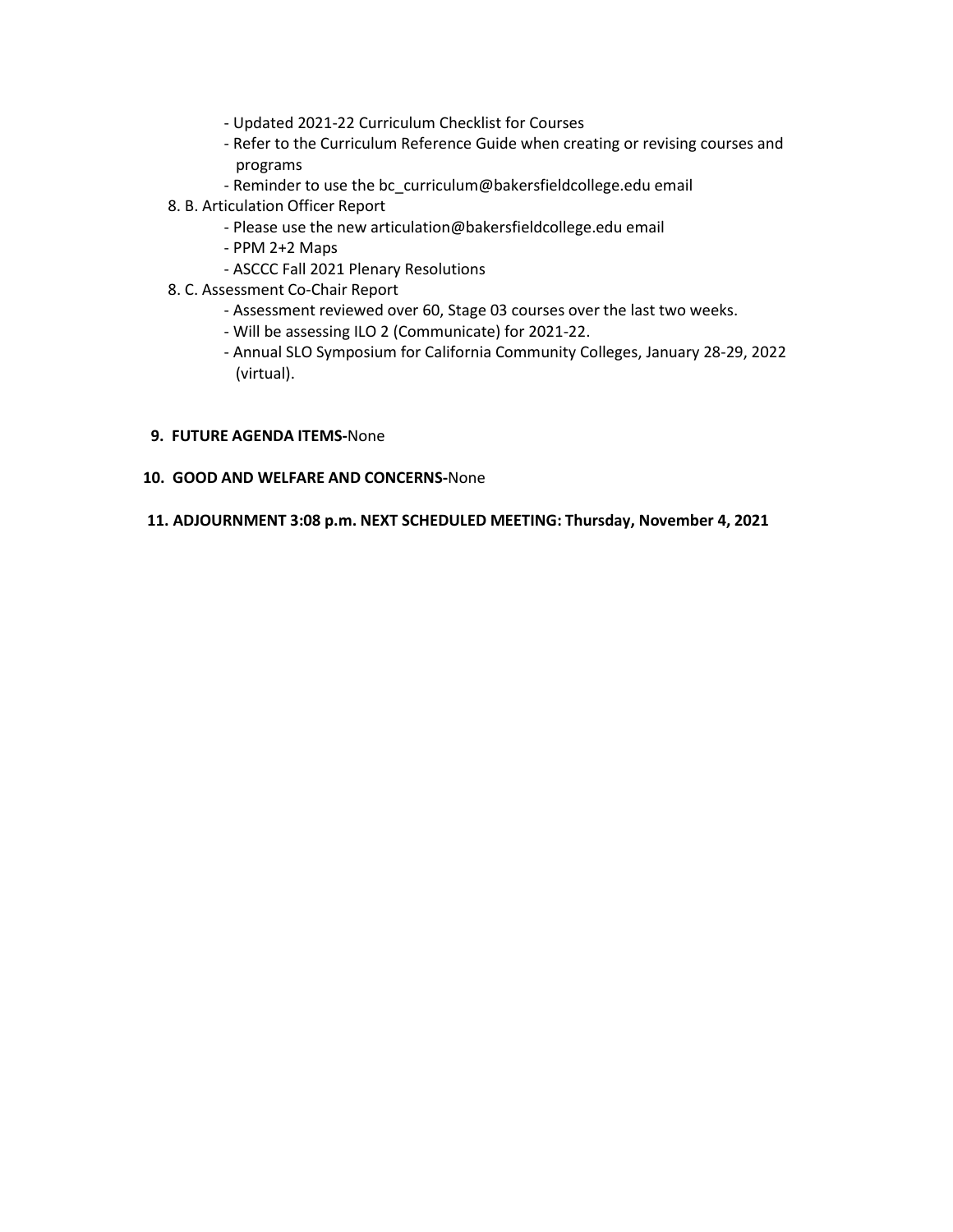- Updated 2021-22 Curriculum Checklist for Courses
- Refer to the Curriculum Reference Guide when creating or revising courses and programs
- Reminder to use the bc_curriculum@bakersfieldcollege.edu email

8. B. Articulation Officer Report
- Please use the new articulation@bakersfieldcollege.edu email
- PPM 2+2 Maps
- ASCCC Fall 2021 Plenary Resolutions

8. C. Assessment Co-Chair Report
- Assessment reviewed over 60, Stage 03 courses over the last two weeks.
- Will be assessing ILO 2 (Communicate) for 2021-22.
- Annual SLO Symposium for California Community Colleges, January 28-29, 2022 (virtual).

**9. FUTURE AGENDA ITEMS-**None

**10. GOOD AND WELFARE AND CONCERNS-**None

**11. ADJOURNMENT 3:08 p.m. NEXT SCHEDULED MEETING: Thursday, November 4, 2021**